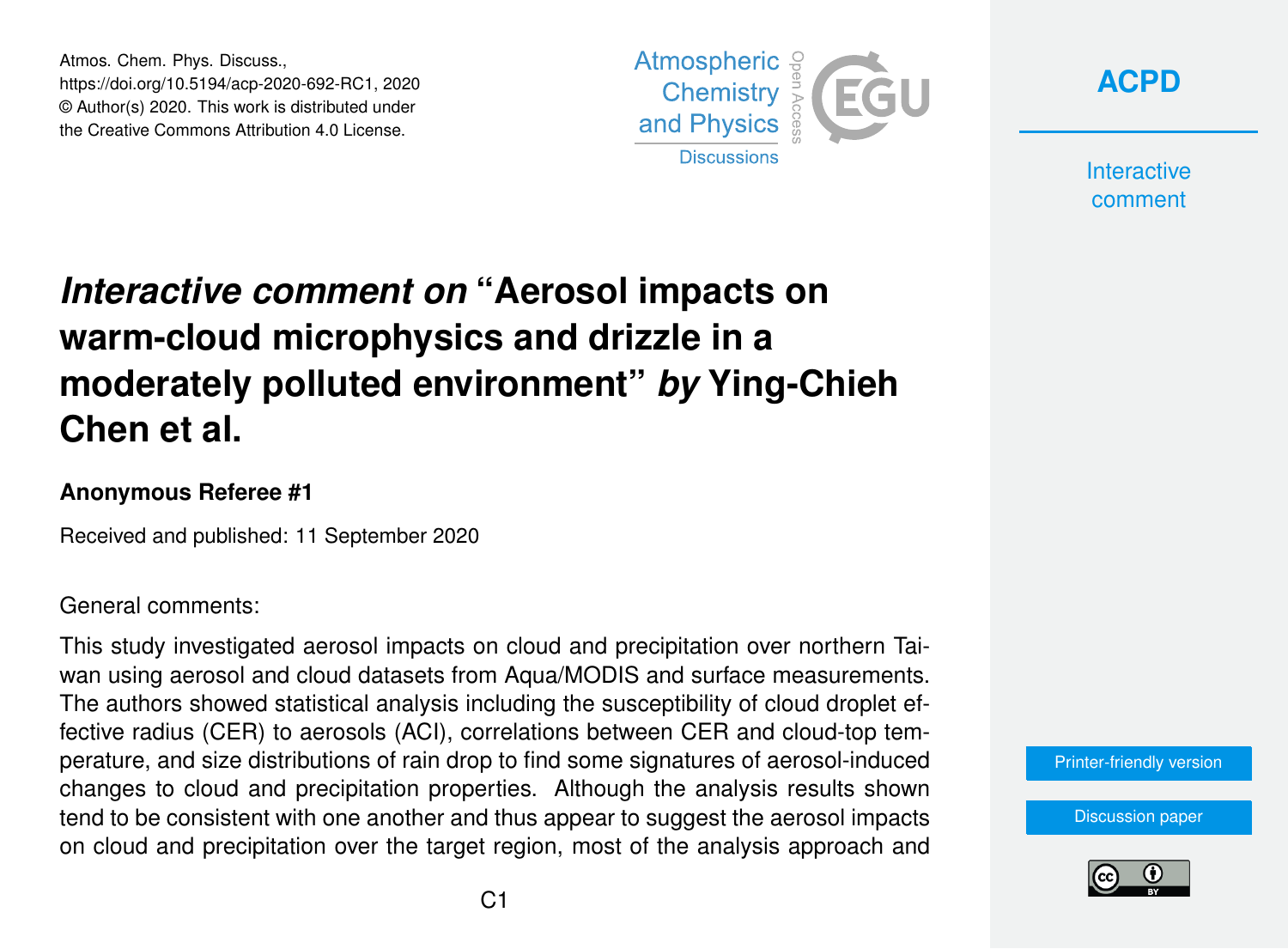# *Interactive comment on* “Aerosol impacts on warm-cloud microphysics and drizzle in a moderately polluted environment” *by* Ying-Chieh Chen et al.

**Anonymous Referee #1**

Received and published: 11 September 2020

General comments:

This study investigated aerosol impacts on cloud and precipitation over northern Taiwan using aerosol and cloud datasets from Aqua/MODIS and surface measurements. The authors showed statistical analysis including the susceptibility of cloud droplet effective radius (CER) to aerosols (ACI), correlations between CER and cloud-top temperature, and size distributions of rain drop to find some signatures of aerosol-induced changes to cloud and precipitation properties. Although the analysis results shown tend to be consistent with one another and thus appear to suggest the aerosol impacts on cloud and precipitation over the target region, most of the analysis approach and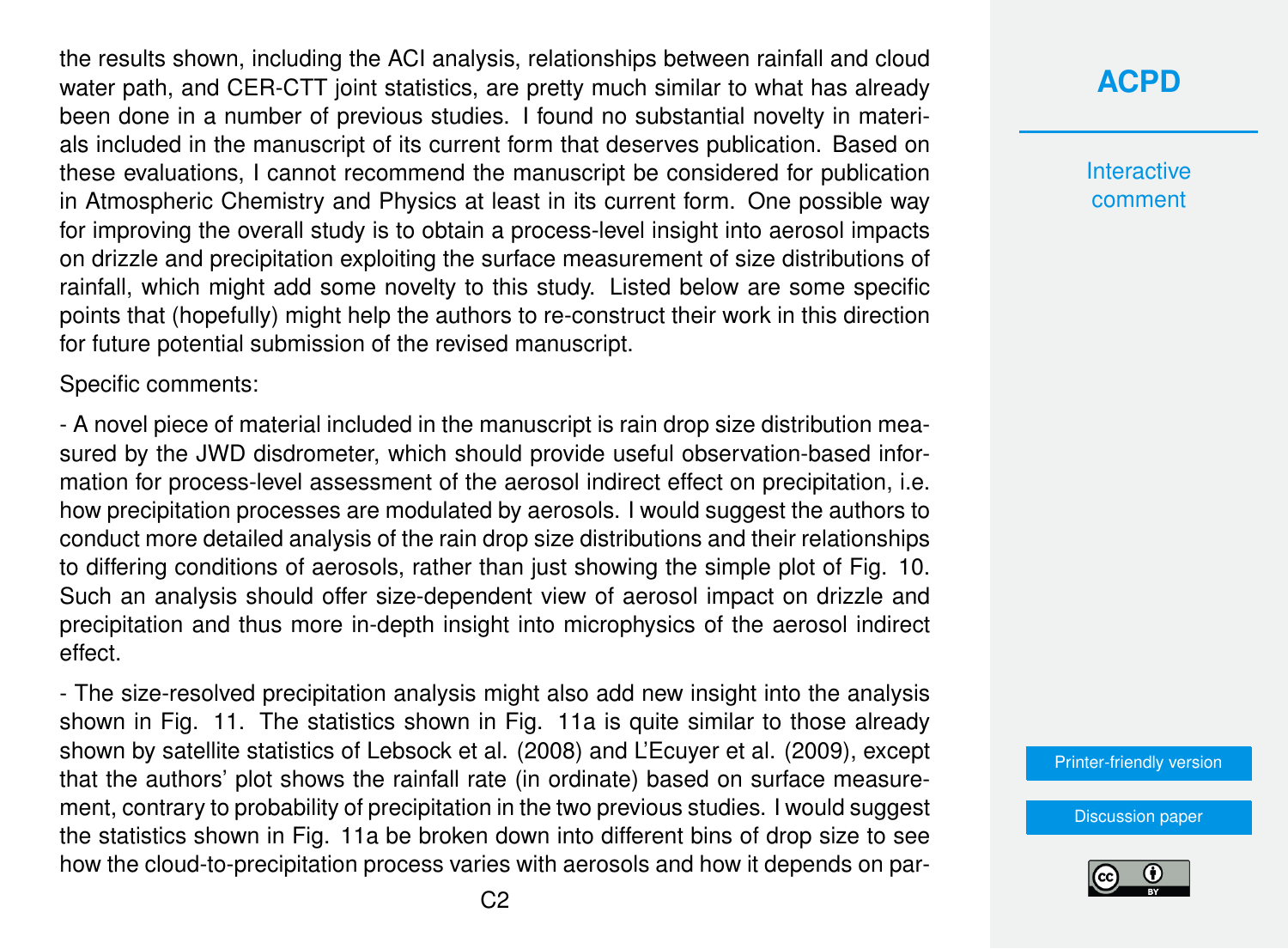the results shown, including the ACI analysis, relationships between rainfall and cloud water path, and CER-CTT joint statistics, are pretty much similar to what has already been done in a number of previous studies. I found no substantial novelty in materials included in the manuscript of its current form that deserves publication. Based on these evaluations, I cannot recommend the manuscript be considered for publication in Atmospheric Chemistry and Physics at least in its current form. One possible way for improving the overall study is to obtain a process-level insight into aerosol impacts on drizzle and precipitation exploiting the surface measurement of size distributions of rainfall, which might add some novelty to this study. Listed below are some specific points that (hopefully) might help the authors to re-construct their work in this direction for future potential submission of the revised manuscript.

Specific comments:

- A novel piece of material included in the manuscript is rain drop size distribution measured by the JWD disdrometer, which should provide useful observation-based information for process-level assessment of the aerosol indirect effect on precipitation, i.e. how precipitation processes are modulated by aerosols. I would suggest the authors to conduct more detailed analysis of the rain drop size distributions and their relationships to differing conditions of aerosols, rather than just showing the simple plot of Fig. 10. Such an analysis should offer size-dependent view of aerosol impact on drizzle and precipitation and thus more in-depth insight into microphysics of the aerosol indirect effect.

- The size-resolved precipitation analysis might also add new insight into the analysis shown in Fig. 11. The statistics shown in Fig. 11a is quite similar to those already shown by satellite statistics of Lebsock et al. (2008) and L'Ecuyer et al. (2009), except that the authors' plot shows the rainfall rate (in ordinate) based on surface measurement, contrary to probability of precipitation in the two previous studies. I would suggest the statistics shown in Fig. 11a be broken down into different bins of drop size to see how the cloud-to-precipitation process varies with aerosols and how it depends on par-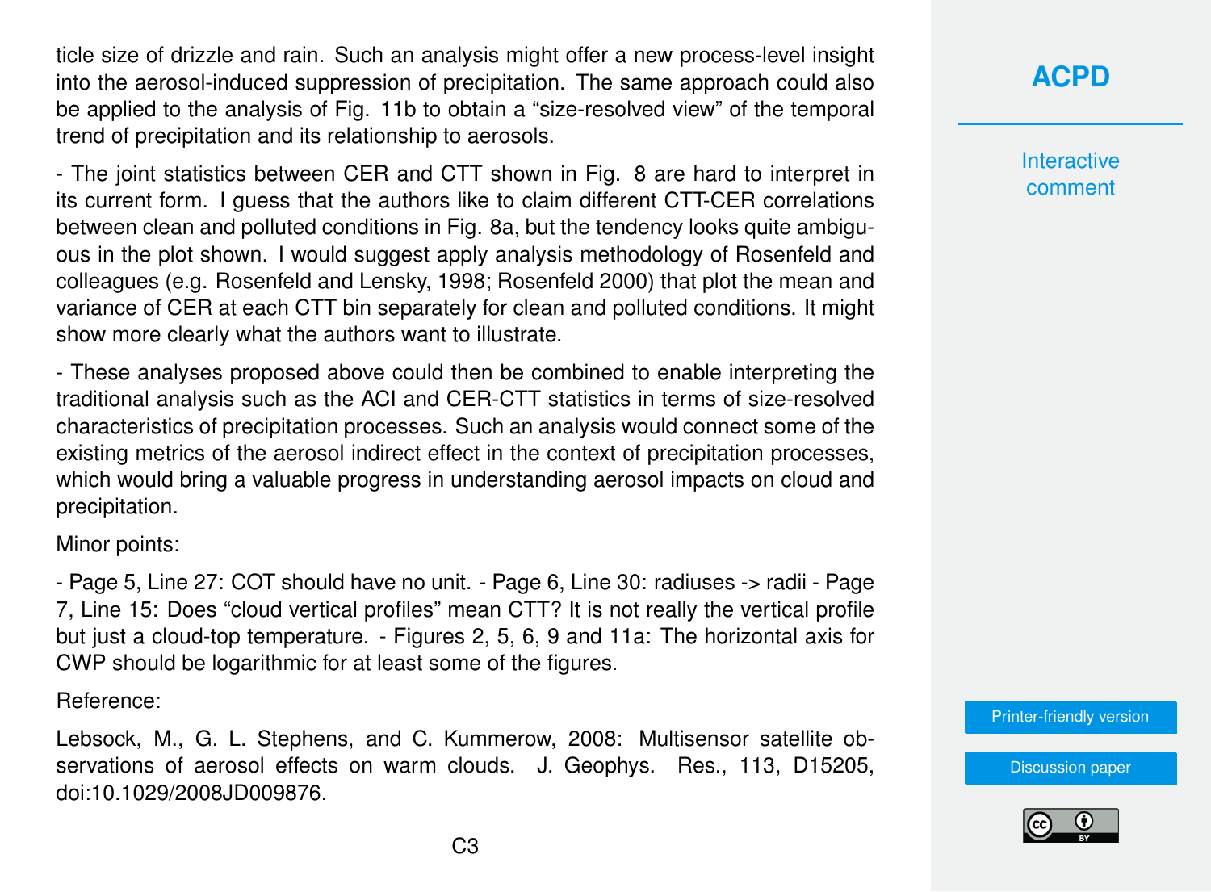ticle size of drizzle and rain. Such an analysis might offer a new process-level insight into the aerosol-induced suppression of precipitation. The same approach could also be applied to the analysis of Fig. 11b to obtain a "size-resolved view" of the temporal trend of precipitation and its relationship to aerosols.

- The joint statistics between CER and CTT shown in Fig. 8 are hard to interpret in its current form. I guess that the authors like to claim different CTT-CER correlations between clean and polluted conditions in Fig. 8a, but the tendency looks quite ambiguous in the plot shown. I would suggest apply analysis methodology of Rosenfeld and colleagues (e.g. Rosenfeld and Lensky, 1998; Rosenfeld 2000) that plot the mean and variance of CER at each CTT bin separately for clean and polluted conditions. It might show more clearly what the authors want to illustrate.

- These analyses proposed above could then be combined to enable interpreting the traditional analysis such as the ACI and CER-CTT statistics in terms of size-resolved characteristics of precipitation processes. Such an analysis would connect some of the existing metrics of the aerosol indirect effect in the context of precipitation processes, which would bring a valuable progress in understanding aerosol impacts on cloud and precipitation.

Minor points:

- Page 5, Line 27: COT should have no unit. - Page 6, Line 30: radiuses -> radii - Page 7, Line 15: Does "cloud vertical profiles" mean CTT? It is not really the vertical profile but just a cloud-top temperature. - Figures 2, 5, 6, 9 and 11a: The horizontal axis for CWP should be logarithmic for at least some of the figures.

Reference:

Lebsock, M., G. L. Stephens, and C. Kummerow, 2008: Multisensor satellite observations of aerosol effects on warm clouds. J. Geophys. Res., 113, D15205, doi:10.1029/2008JD009876.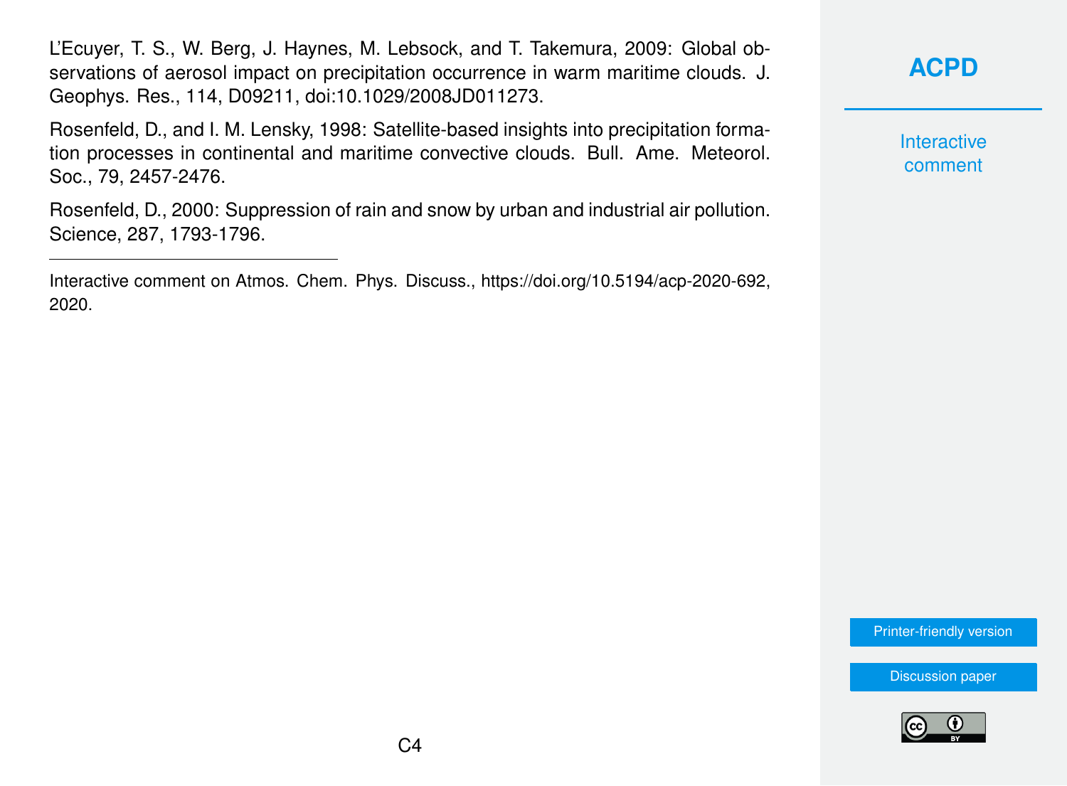L'Ecuyer, T. S., W. Berg, J. Haynes, M. Lebsock, and T. Takemura, 2009: Global observations of aerosol impact on precipitation occurrence in warm maritime clouds. J. Geophys. Res., 114, D09211, doi:10.1029/2008JD011273.

Rosenfeld, D., and I. M. Lensky, 1998: Satellite-based insights into precipitation formation processes in continental and maritime convective clouds. Bull. Ame. Meteorol. Soc., 79, 2457-2476.

Rosenfeld, D., 2000: Suppression of rain and snow by urban and industrial air pollution. Science, 287, 1793-1796.

---

Interactive comment on Atmos. Chem. Phys. Discuss., https://doi.org/10.5194/acp-2020-692, 2020.